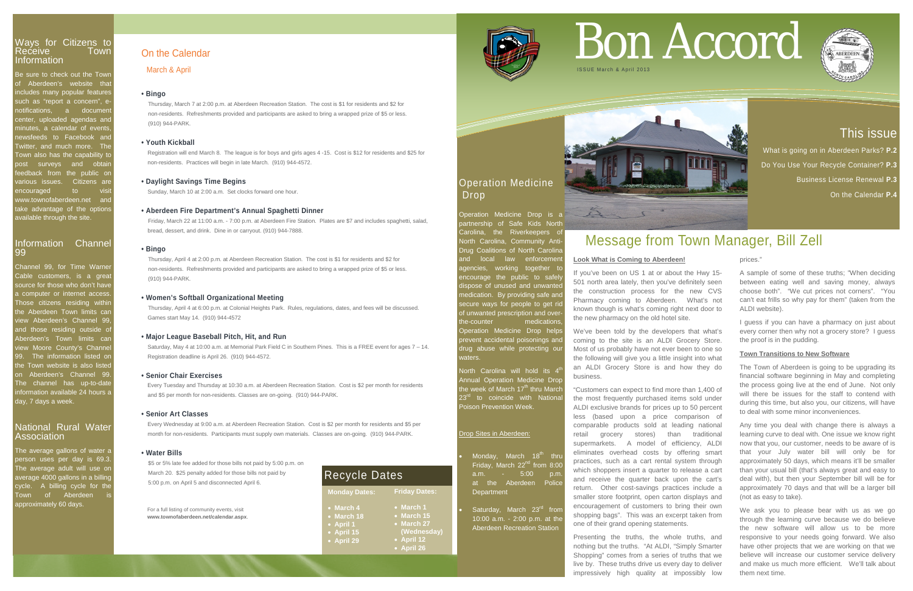# Bon Accord

ISSUE March & April 2013

## This issue

What is going on in Aberdeen Parks? **P.2**

Do You Use Your Recycle Container? **P.3**

Business License Renewal **P.3**

On the Calendar **P.4**

## Message from Town Manager, Bill Zell

**Look What is Coming to Aberdeen!**

If you've been on US 1 at or about the Hwy 15-501 north area lately, then you've definitely seen the construction process for the new CVS Pharmacy coming to Aberdeen. What's not known though is what's coming right next door to the new pharmacy on the old hotel site.

We've been told by the developers that what's coming to the site is an ALDI Grocery Store. Most of us probably have not ever been to one so the following will give you a little insight into what an ALDI Grocery Store is and how they do business.

"Customers can expect to find more than 1,400 of the most frequently purchased items sold under ALDI exclusive brands for prices up to 50 percent less (based upon a price comparison of comparable products sold at leading national retail grocery stores) than traditional supermarkets. A model of efficiency, ALDI eliminates overhead costs by offering smart practices, such as a cart rental system through which shoppers insert a quarter to release a cart and receive the quarter back upon the cart's return. Other cost-savings practices include a smaller store footprint, open carton displays and encouragement of customers to bring their own shopping bags". This was an excerpt taken from one of their grand opening statements.

Presenting the truths, the whole truths, and nothing but the truths. "At ALDI, "Simply Smarter Shopping" comes from a series of truths that we live by. These truths drive us every day to deliver impressively high quality at impossibly low prices."

A sample of some of these truths; "When deciding between eating well and saving money, always choose both". "We cut prices not corners". "You can't eat frills so why pay for them" (taken from the ALDI website).

I guess if you can have a pharmacy on just about every corner then why not a grocery store? I guess the proof is in the pudding.

**Town Transitions to New Software**

The Town of Aberdeen is going to be upgrading its financial software beginning in May and completing the process going live at the end of June. Not only will there be issues for the staff to contend with during this time, but also you, our citizens, will have to deal with some minor inconveniences.

Any time you deal with change there is always a learning curve to deal with. One issue we know right now that you, our customer, needs to be aware of is that your July water bill will only be for approximately 50 days, which means it'll be smaller than your usual bill (that's always great and easy to deal with), but then your September bill will be for approximately 70 days and that will be a larger bill (not as easy to take).

We ask you to please bear with us as we go through the learning curve because we do believe the new software will allow us to be more responsive to your needs going forward. We also have other projects that we are working on that we believe will increase our customer service delivery and make us much more efficient. We'll talk about them next time.

## Operation Medicine Drop

Operation Medicine Drop is a partnership of Safe Kids North Carolina, the Riverkeepers of North Carolina, Community Anti-Drug Coalitions of North Carolina and local law enforcement agencies, working together to encourage the public to safely dispose of unused and unwanted medication. By providing safe and secure ways for people to get rid of unwanted prescription and over-the-counter medications, Operation Medicine Drop helps prevent accidental poisonings and drug abuse while protecting our waters.

North Carolina will hold its 4th Annual Operation Medicine Drop the week of March 17th thru March 23rd to coincide with National Poison Prevention Week.

Drop Sites in Aberdeen:

- Monday, March 18th thru Friday, March 22nd from 8:00 a.m. - 5:00 p.m. at the Aberdeen Police Department
- Saturday, March 23rd from 10:00 a.m. - 2:00 p.m. at the Aberdeen Recreation Station

## Ways for Citizens to Receive Town Information

Be sure to check out the Town of Aberdeen's website that includes many popular features such as "report a concern", e-notifications, a document center, uploaded agendas and minutes, a calendar of events, newsfeeds to Facebook and Twitter, and much more. The Town also has the capability to post surveys and obtain feedback from the public on various issues. Citizens are encouraged to visit www.townofaberdeen.net and take advantage of the options available through the site.

## Information Channel 99

Channel 99, for Time Warner Cable customers, is a great source for those who don't have a computer or internet access. Those citizens residing within the Aberdeen Town limits can view Aberdeen's Channel 99, and those residing outside of Aberdeen's Town limits can view Moore County's Channel 99. The information listed on the Town website is also listed on Aberdeen's Channel 99. The channel has up-to-date information available 24 hours a day, 7 days a week.

## National Rural Water Association

The average gallons of water a person uses per day is 69.3. The average adult will use on average 4000 gallons in a billing cycle. A billing cycle for the Town of Aberdeen is approximately 60 days.

## On the Calendar

March & April

**• Bingo**

Thursday, March 7 at 2:00 p.m. at Aberdeen Recreation Station. The cost is $1 for residents and $2 for non-residents. Refreshments provided and participants are asked to bring a wrapped prize of $5 or less. (910) 944-PARK.

**• Youth Kickball**

Registration will end March 8. The league is for boys and girls ages 4 -15. Cost is $12 for residents and $25 for non-residents. Practices will begin in late March. (910) 944-4572.

**• Daylight Savings Time Begins**

Sunday, March 10 at 2:00 a.m. Set clocks forward one hour.

**• Aberdeen Fire Department's Annual Spaghetti Dinner**

Friday, March 22 at 11:00 a.m. - 7:00 p.m. at Aberdeen Fire Station. Plates are $7 and includes spaghetti, salad, bread, dessert, and drink. Dine in or carryout. (910) 944-7888.

**• Bingo**

Thursday, April 4 at 2:00 p.m. at Aberdeen Recreation Station. The cost is $1 for residents and $2 for non-residents. Refreshments provided and participants are asked to bring a wrapped prize of $5 or less. (910) 944-PARK.

**• Women's Softball Organizational Meeting**

Thursday, April 4 at 6:00 p.m. at Colonial Heights Park. Rules, regulations, dates, and fees will be discussed. Games start May 14. (910) 944-4572

**• Major League Baseball Pitch, Hit, and Run**

Saturday, May 4 at 10:00 a.m. at Memorial Park Field C in Southern Pines. This is a FREE event for ages 7 – 14. Registration deadline is April 26. (910) 944-4572.

**• Senior Chair Exercises**

Every Tuesday and Thursday at 10:30 a.m. at Aberdeen Recreation Station. Cost is $2 per month for residents and $5 per month for non-residents. Classes are on-going. (910) 944-PARK.

**• Senior Art Classes**

Every Wednesday at 9:00 a.m. at Aberdeen Recreation Station. Cost is $2 per month for residents and $5 per month for non-residents. Participants must supply own materials. Classes are on-going. (910) 944-PARK.

**• Water Bills**

$5 or 5% late fee added for those bills not paid by 5:00 p.m. on March 20. $25 penalty added for those bills not paid by 5:00 p.m. on April 5 and disconnected April 6.

For a full listing of community events, visit **www.townofaberdeen.net/calendar.aspx**.

## Recycle Dates

| Monday Dates: | Friday Dates: |
|---|---|
| March 4 | March 1 |
| March 18 | March 15 |
| April 1 | March 27 (Wednesday) |
| April 15 | April 12 |
| April 29 | April 26 |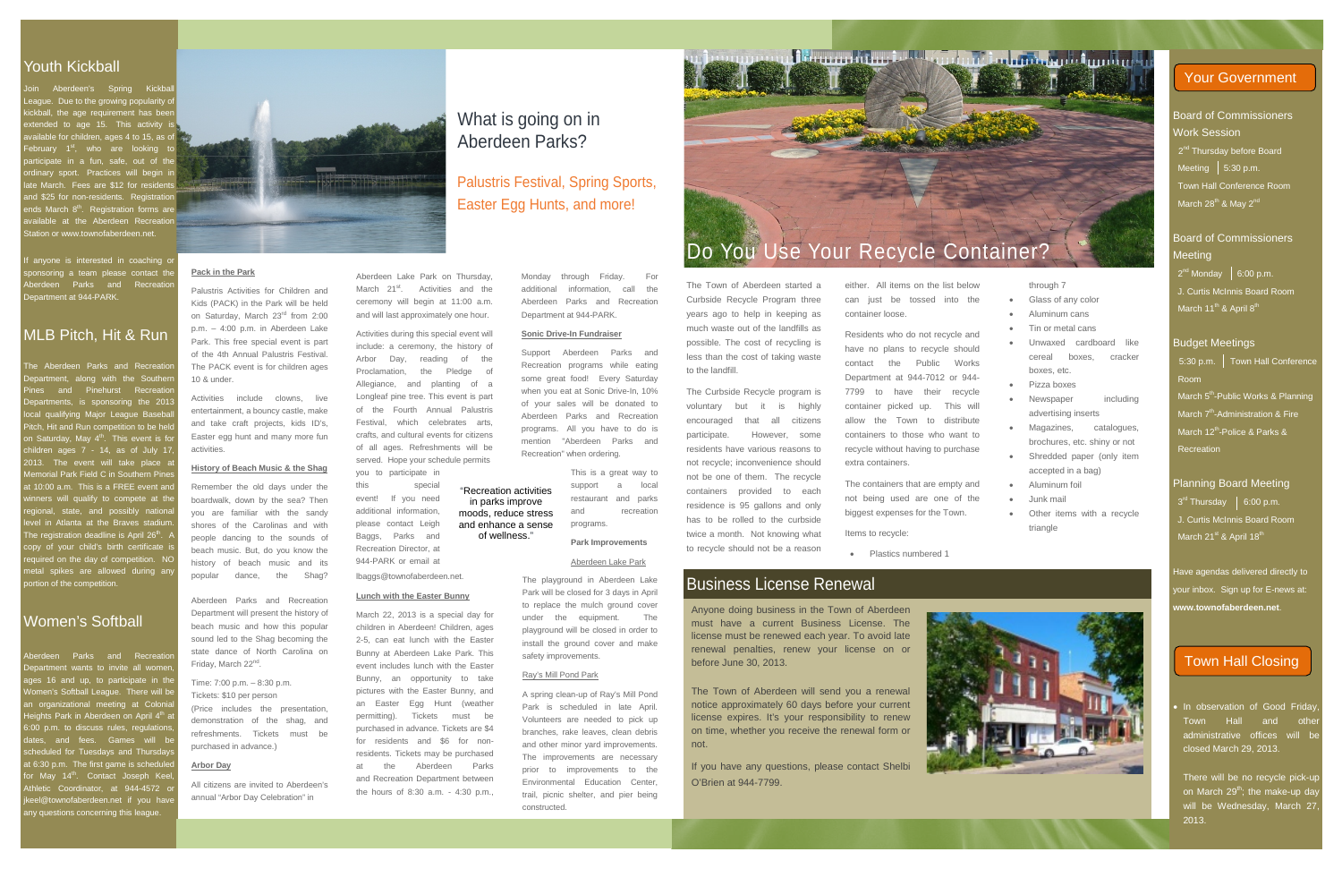## Youth Kickball

Join Aberdeen's Spring Kickball League. Due to the growing popularity of kickball, the age requirement has been extended to age 15. This activity is available for children, ages 4 to 15, as of February 1st, who are looking to participate in a fun, safe, out of the ordinary sport. Practices will begin in late March. Fees are $12 for residents and $25 for non-residents. Registration ends March 8th. Registration forms are available at the Aberdeen Recreation Station or www.townofaberdeen.net.

If anyone is interested in coaching or sponsoring a team please contact the Aberdeen Parks and Recreation Department at 944-PARK.

## MLB Pitch, Hit & Run

The Aberdeen Parks and Recreation Department, along with the Southern Pines and Pinehurst Recreation Departments, is sponsoring the 2013 local qualifying Major League Baseball Pitch, Hit and Run competition to be held on Saturday, May 4th. This event is for children ages 7 - 14, as of July 17, 2013. The event will take place at Memorial Park Field C in Southern Pines at 10:00 a.m. This is a FREE event and winners will qualify to compete at the regional, state, and possibly national level in Atlanta at the Braves stadium. The registration deadline is April 26th. A copy of your child's birth certificate is required on the day of competition. NO metal spikes are allowed during any portion of the competition.

## Women's Softball

Aberdeen Parks and Recreation Department wants to invite all women, ages 16 and up, to participate in the Women's Softball League. There will be an organizational meeting at Colonial Heights Park in Aberdeen on April 4th at 6:00 p.m. to discuss rules, regulations, dates, and fees. Games will be scheduled for Tuesdays and Thursdays at 6:30 p.m. The first game is scheduled for May 14th. Contact Joseph Keel, Athletic Coordinator, at 944-4572 or jkeel@townofaberdeen.net if you have any questions concerning this league.

# What is going on in Aberdeen Parks?

## Palustris Festival, Spring Sports, Easter Egg Hunts, and more!

### Pack in the Park

Palustris Activities for Children and Kids (PACK) in the Park will be held on Saturday, March 23rd from 2:00 p.m. – 4:00 p.m. in Aberdeen Lake Park. This free special event is part of the 4th Annual Palustris Festival. The PACK event is for children ages 10 & under.

Activities include clowns, live entertainment, a bouncy castle, make and take craft projects, kids ID's, Easter egg hunt and many more fun activities.

### History of Beach Music & the Shag

Remember the old days under the boardwalk, down by the sea? Then you are familiar with the sandy shores of the Carolinas and with people dancing to the sounds of beach music. But, do you know the history of beach music and its popular dance, the Shag?

Aberdeen Parks and Recreation Department will present the history of beach music and how this popular sound led to the Shag becoming the state dance of North Carolina on Friday, March 22nd.

Time: 7:00 p.m. – 8:30 p.m.
Tickets: $10 per person
(Price includes the presentation, demonstration of the shag, and refreshments. Tickets must be purchased in advance.)

### Arbor Day

All citizens are invited to Aberdeen's annual "Arbor Day Celebration" in Aberdeen Lake Park on Thursday, March 21st. Activities and the ceremony will begin at 11:00 a.m. and will last approximately one hour.

Activities during this special event will include: a ceremony, the history of Arbor Day, reading of the Proclamation, the Pledge of Allegiance, and planting of a Longleaf pine tree. This event is part of the Fourth Annual Palustris Festival, which celebrates arts, crafts, and cultural events for citizens of all ages. Refreshments will be served. Hope your schedule permits you to participate in this special event! If you need additional information, please contact Leigh Baggs, Parks and Recreation Director, at 944-PARK or email at lbaggs@townofaberdeen.net.

### Lunch with the Easter Bunny

March 22, 2013 is a special day for children in Aberdeen! Children, ages 2-5, can eat lunch with the Easter Bunny at Aberdeen Lake Park. This event includes lunch with the Easter Bunny, an opportunity to take pictures with the Easter Bunny, and an Easter Egg Hunt (weather permitting). Tickets must be purchased in advance. Tickets are $4 for residents and $6 for non-residents. Tickets may be purchased at the Aberdeen Parks and Recreation Department between the hours of 8:30 a.m. - 4:30 p.m., Monday through Friday. For additional information, call the Aberdeen Parks and Recreation Department at 944-PARK.

### Sonic Drive-In Fundraiser

Support Aberdeen Parks and Recreation programs while eating some great food! Every Saturday when you eat at Sonic Drive-In, 10% of your sales will be donated to Aberdeen Parks and Recreation programs. All you have to do is mention "Aberdeen Parks and Recreation" when ordering.

This is a great way to support a local restaurant and parks and recreation programs.

"Recreation activities in parks improve moods, reduce stress and enhance a sense of wellness."

### Park Improvements

#### Aberdeen Lake Park

The playground in Aberdeen Lake Park will be closed for 3 days in April to replace the mulch ground cover under the equipment. The playground will be closed in order to install the ground cover and make safety improvements.

#### Ray's Mill Pond Park

A spring clean-up of Ray's Mill Pond Park is scheduled in late April. Volunteers are needed to pick up branches, rake leaves, clean debris and other minor yard improvements. The improvements are necessary prior to improvements to the Environmental Education Center, trail, picnic shelter, and pier being constructed.

# Do You Use Your Recycle Container?

The Town of Aberdeen started a Curbside Recycle Program three years ago to help in keeping as much waste out of the landfills as possible. The cost of recycling is less than the cost of taking waste to the landfill.

The Curbside Recycle program is voluntary but it is highly encouraged that all citizens participate. However, some residents have various reasons to not recycle; inconvenience should not be one of them. The recycle containers provided to each residence is 95 gallons and only has to be rolled to the curbside twice a month. Not knowing what to recycle should not be a reason either. All items on the list below can just be tossed into the container loose.

Residents who do not recycle and have no plans to recycle should contact the Public Works Department at 944-7012 or 944-7799 to have their recycle container picked up. This will allow the Town to distribute containers to those who want to recycle without having to purchase extra containers.

The containers that are empty and not being used are one of the biggest expenses for the Town.

Items to recycle:

- Plastics numbered 1 through 7
- Glass of any color
- Aluminum cans
- Tin or metal cans
- Unwaxed cardboard like cereal boxes, cracker boxes, etc.
- Pizza boxes
- Newspaper including advertising inserts
- Magazines, catalogues, brochures, etc. shiny or not
- Shredded paper (only item accepted in a bag)
- Aluminum foil
- Junk mail
- Other items with a recycle triangle

## Business License Renewal

Anyone doing business in the Town of Aberdeen must have a current Business License. The license must be renewed each year. To avoid late renewal penalties, renew your license on or before June 30, 2013.

The Town of Aberdeen will send you a renewal notice approximately 60 days before your current license expires. It's your responsibility to renew on time, whether you receive the renewal form or not.

If you have any questions, please contact Shelbi O'Brien at 944-7799.

## Your Government

### Board of Commissioners Work Session

2nd Thursday before Board Meeting | 5:30 p.m.
Town Hall Conference Room
March 28th & May 2nd

### Board of Commissioners Meeting

2nd Monday | 6:00 p.m.
J. Curtis McInnis Board Room
March 11th & April 8th

### Budget Meetings

5:30 p.m. | Town Hall Conference Room
March 5th-Public Works & Planning
March 7th-Administration & Fire
March 12th-Police & Parks & Recreation

### Planning Board Meeting

3rd Thursday | 6:00 p.m.
J. Curtis McInnis Board Room
March 21st & April 18th

Have agendas delivered directly to your inbox. Sign up for E-news at: **www.townofaberdeen.net**.

## Town Hall Closing

- In observation of Good Friday, Town Hall and other administrative offices will be closed March 29, 2013.

There will be no recycle pick-up on March 29th; the make-up day will be Wednesday, March 27, 2013.